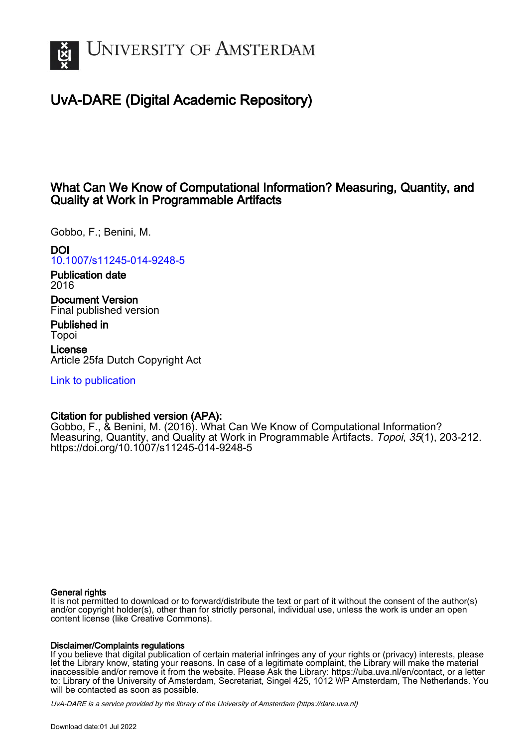# UvA-DARE (Digital Academic Repository)

## What Can We Know of Computational Information? Measuring, Quantity, and Quality at Work in Programmable Artifacts

Gobbo, F.; Benini, M.

**DOI**
10.1007/s11245-014-9248-5

**Publication date**
2016

**Document Version**
Final published version

**Published in**
Topoi

**License**
Article 25fa Dutch Copyright Act

Link to publication

**Citation for published version (APA):**
Gobbo, F., & Benini, M. (2016). What Can We Know of Computational Information? Measuring, Quantity, and Quality at Work in Programmable Artifacts. *Topoi*, *35*(1), 203-212. https://doi.org/10.1007/s11245-014-9248-5

**General rights**
It is not permitted to download or to forward/distribute the text or part of it without the consent of the author(s) and/or copyright holder(s), other than for strictly personal, individual use, unless the work is under an open content license (like Creative Commons).

**Disclaimer/Complaints regulations**
If you believe that digital publication of certain material infringes any of your rights or (privacy) interests, please let the Library know, stating your reasons. In case of a legitimate complaint, the Library will make the material inaccessible and/or remove it from the website. Please Ask the Library: https://uba.uva.nl/en/contact, or a letter to: Library of the University of Amsterdam, Secretariat, Singel 425, 1012 WP Amsterdam, The Netherlands. You will be contacted as soon as possible.

*UvA-DARE is a service provided by the library of the University of Amsterdam (https://dare.uva.nl)*

Download date:01 Jul 2022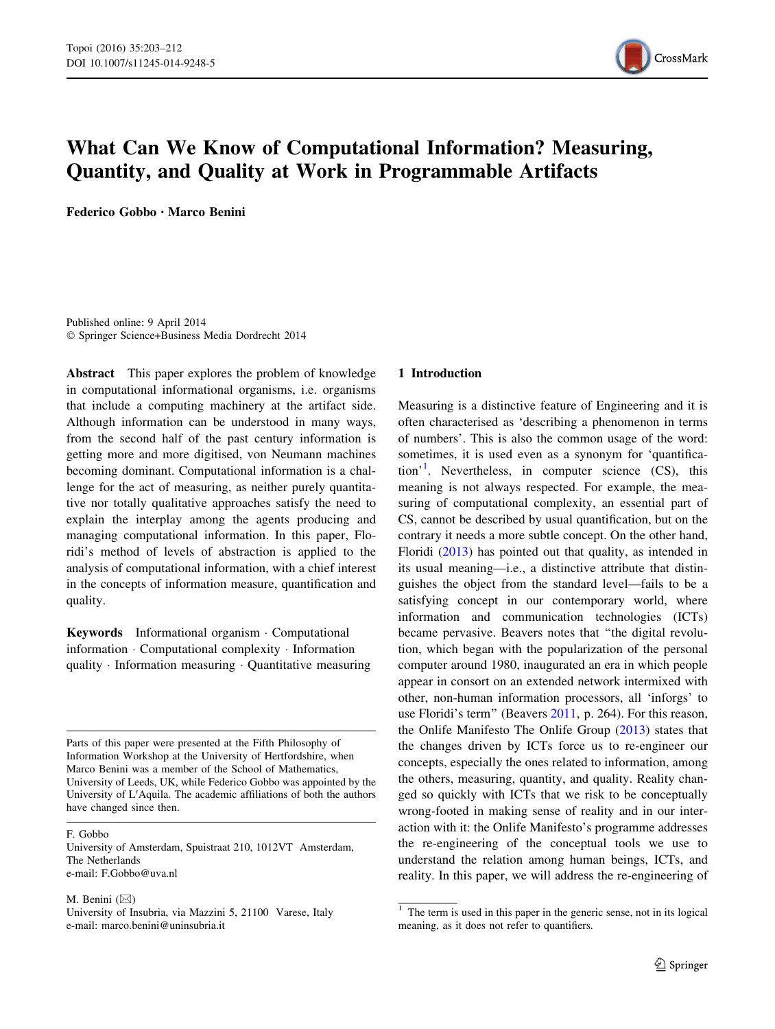# What Can We Know of Computational Information? Measuring, Quantity, and Quality at Work in Programmable Artifacts

**Federico Gobbo · Marco Benini**

Published online: 9 April 2014
© Springer Science+Business Media Dordrecht 2014

**Abstract** This paper explores the problem of knowledge in computational informational organisms, i.e. organisms that include a computing machinery at the artifact side. Although information can be understood in many ways, from the second half of the past century information is getting more and more digitised, von Neumann machines becoming dominant. Computational information is a challenge for the act of measuring, as neither purely quantitative nor totally qualitative approaches satisfy the need to explain the interplay among the agents producing and managing computational information. In this paper, Floridi's method of levels of abstraction is applied to the analysis of computational information, with a chief interest in the concepts of information measure, quantification and quality.

**Keywords** Informational organism · Computational information · Computational complexity · Information quality · Information measuring · Quantitative measuring

Parts of this paper were presented at the Fifth Philosophy of Information Workshop at the University of Hertfordshire, when Marco Benini was a member of the School of Mathematics, University of Leeds, UK, while Federico Gobbo was appointed by the University of L′Aquila. The academic affiliations of both the authors have changed since then.

F. Gobbo
University of Amsterdam, Spuistraat 210, 1012VT Amsterdam, The Netherlands
e-mail: F.Gobbo@uva.nl

M. Benini (✉)
University of Insubria, via Mazzini 5, 21100 Varese, Italy
e-mail: marco.benini@uninsubria.it

## 1 Introduction

Measuring is a distinctive feature of Engineering and it is often characterised as 'describing a phenomenon in terms of numbers'. This is also the common usage of the word: sometimes, it is used even as a synonym for 'quantification'[1]. Nevertheless, in computer science (CS), this meaning is not always respected. For example, the measuring of computational complexity, an essential part of CS, cannot be described by usual quantification, but on the contrary it needs a more subtle concept. On the other hand, Floridi (2013) has pointed out that quality, as intended in its usual meaning—i.e., a distinctive attribute that distinguishes the object from the standard level—fails to be a satisfying concept in our contemporary world, where information and communication technologies (ICTs) became pervasive. Beavers notes that "the digital revolution, which began with the popularization of the personal computer around 1980, inaugurated an era in which people appear in consort on an extended network intermixed with other, non-human information processors, all 'inforgs' to use Floridi's term" (Beavers 2011, p. 264). For this reason, the Onlife Manifesto The Onlife Group (2013) states that the changes driven by ICTs force us to re-engineer our concepts, especially the ones related to information, among the others, measuring, quantity, and quality. Reality changed so quickly with ICTs that we risk to be conceptually wrong-footed in making sense of reality and in our interaction with it: the Onlife Manifesto's programme addresses the re-engineering of the conceptual tools we use to understand the relation among human beings, ICTs, and reality. In this paper, we will address the re-engineering of

[1] The term is used in this paper in the generic sense, not in its logical meaning, as it does not refer to quantifiers.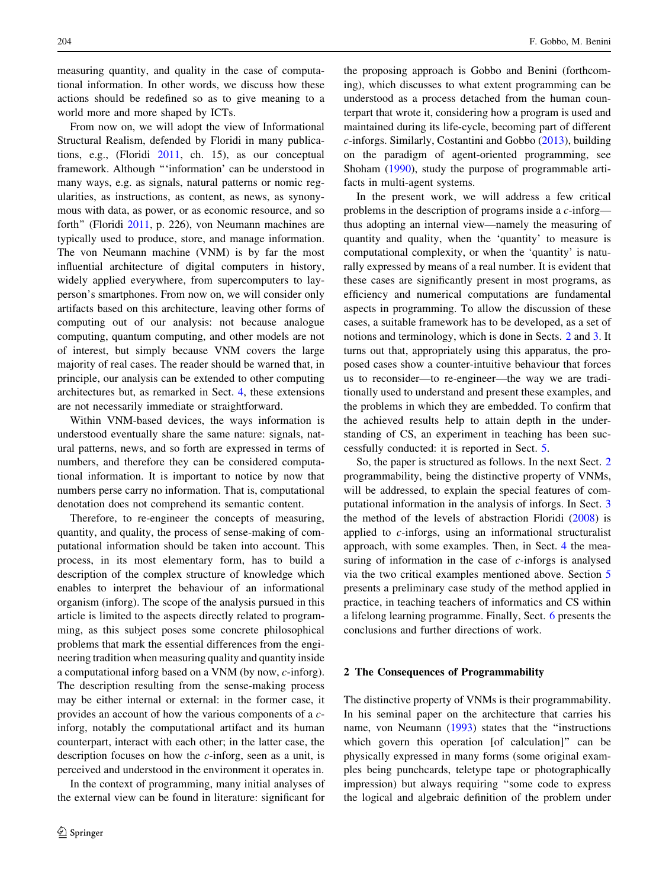measuring quantity, and quality in the case of computational information. In other words, we discuss how these actions should be redefined so as to give meaning to a world more and more shaped by ICTs.

From now on, we will adopt the view of Informational Structural Realism, defended by Floridi in many publications, e.g., (Floridi 2011, ch. 15), as our conceptual framework. Although "'information' can be understood in many ways, e.g. as signals, natural patterns or nomic regularities, as instructions, as content, as news, as synonymous with data, as power, or as economic resource, and so forth" (Floridi 2011, p. 226), von Neumann machines are typically used to produce, store, and manage information. The von Neumann machine (VNM) is by far the most influential architecture of digital computers in history, widely applied everywhere, from supercomputers to layperson's smartphones. From now on, we will consider only artifacts based on this architecture, leaving other forms of computing out of our analysis: not because analogue computing, quantum computing, and other models are not of interest, but simply because VNM covers the large majority of real cases. The reader should be warned that, in principle, our analysis can be extended to other computing architectures but, as remarked in Sect. 4, these extensions are not necessarily immediate or straightforward.

Within VNM-based devices, the ways information is understood eventually share the same nature: signals, natural patterns, news, and so forth are expressed in terms of numbers, and therefore they can be considered computational information. It is important to notice by now that numbers perse carry no information. That is, computational denotation does not comprehend its semantic content.

Therefore, to re-engineer the concepts of measuring, quantity, and quality, the process of sense-making of computational information should be taken into account. This process, in its most elementary form, has to build a description of the complex structure of knowledge which enables to interpret the behaviour of an informational organism (inforg). The scope of the analysis pursued in this article is limited to the aspects directly related to programming, as this subject poses some concrete philosophical problems that mark the essential differences from the engineering tradition when measuring quality and quantity inside a computational inforg based on a VNM (by now, *c*-inforg). The description resulting from the sense-making process may be either internal or external: in the former case, it provides an account of how the various components of a *c*-inforg, notably the computational artifact and its human counterpart, interact with each other; in the latter case, the description focuses on how the *c*-inforg, seen as a unit, is perceived and understood in the environment it operates in.

In the context of programming, many initial analyses of the external view can be found in literature: significant for the proposing approach is Gobbo and Benini (forthcoming), which discusses to what extent programming can be understood as a process detached from the human counterpart that wrote it, considering how a program is used and maintained during its life-cycle, becoming part of different *c*-inforgs. Similarly, Costantini and Gobbo (2013), building on the paradigm of agent-oriented programming, see Shoham (1990), study the purpose of programmable artifacts in multi-agent systems.

In the present work, we will address a few critical problems in the description of programs inside a *c*-inforg—thus adopting an internal view—namely the measuring of quantity and quality, when the 'quantity' to measure is computational complexity, or when the 'quantity' is naturally expressed by means of a real number. It is evident that these cases are significantly present in most programs, as efficiency and numerical computations are fundamental aspects in programming. To allow the discussion of these cases, a suitable framework has to be developed, as a set of notions and terminology, which is done in Sects. 2 and 3. It turns out that, appropriately using this apparatus, the proposed cases show a counter-intuitive behaviour that forces us to reconsider—to re-engineer—the way we are traditionally used to understand and present these examples, and the problems in which they are embedded. To confirm that the achieved results help to attain depth in the understanding of CS, an experiment in teaching has been successfully conducted: it is reported in Sect. 5.

So, the paper is structured as follows. In the next Sect. 2 programmability, being the distinctive property of VNMs, will be addressed, to explain the special features of computational information in the analysis of inforgs. In Sect. 3 the method of the levels of abstraction Floridi (2008) is applied to *c*-inforgs, using an informational structuralist approach, with some examples. Then, in Sect. 4 the measuring of information in the case of *c*-inforgs is analysed via the two critical examples mentioned above. Section 5 presents a preliminary case study of the method applied in practice, in teaching teachers of informatics and CS within a lifelong learning programme. Finally, Sect. 6 presents the conclusions and further directions of work.

## 2 The Consequences of Programmability

The distinctive property of VNMs is their programmability. In his seminal paper on the architecture that carries his name, von Neumann (1993) states that the "instructions which govern this operation [of calculation]" can be physically expressed in many forms (some original examples being punchcards, teletype tape or photographically impression) but always requiring "some code to express the logical and algebraic definition of the problem under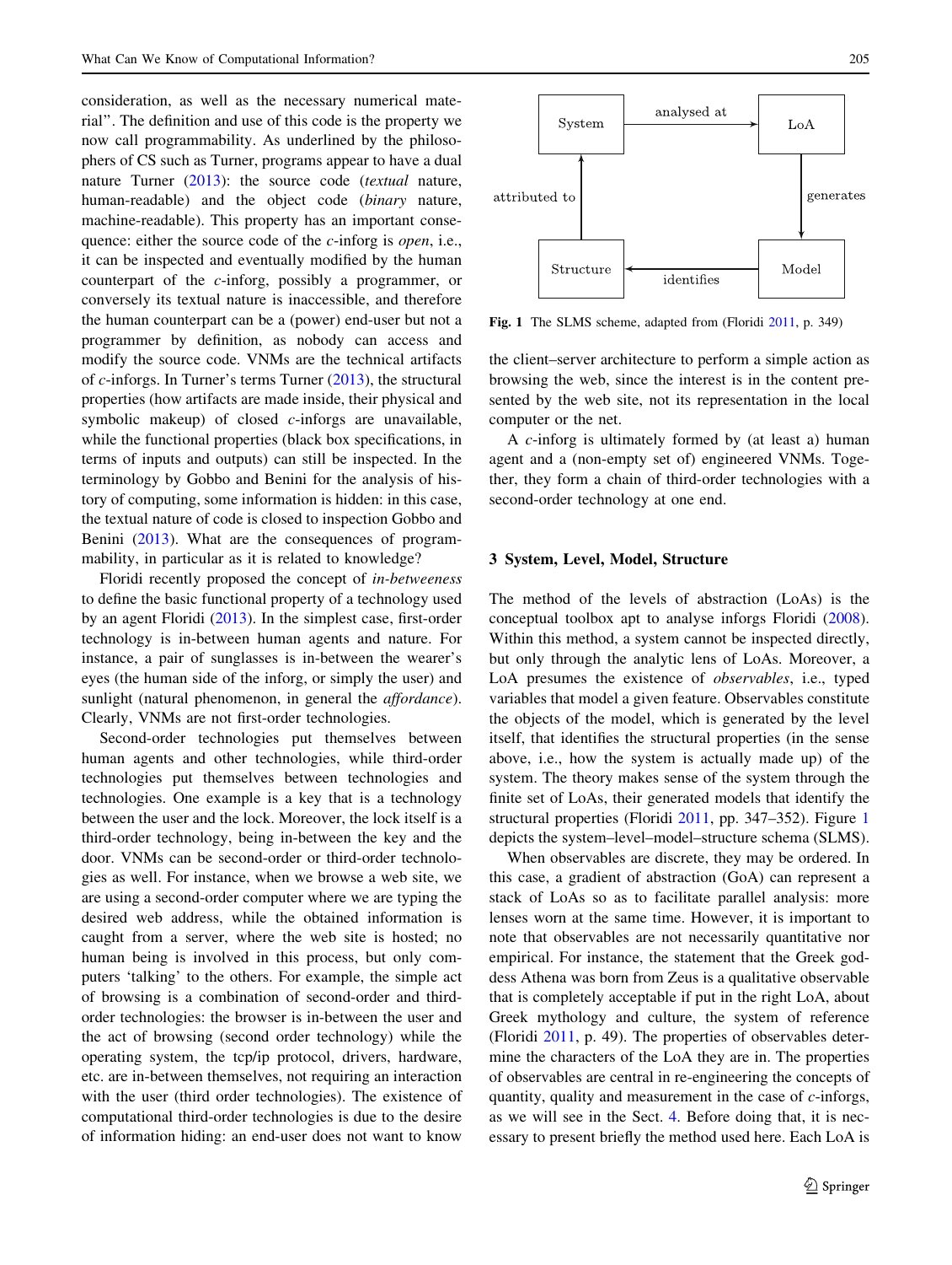consideration, as well as the necessary numerical material". The definition and use of this code is the property we now call programmability. As underlined by the philosophers of CS such as Turner, programs appear to have a dual nature Turner (2013): the source code (*textual* nature, human-readable) and the object code (*binary* nature, machine-readable). This property has an important consequence: either the source code of the *c*-inforg is *open*, i.e., it can be inspected and eventually modified by the human counterpart of the *c*-inforg, possibly a programmer, or conversely its textual nature is inaccessible, and therefore the human counterpart can be a (power) end-user but not a programmer by definition, as nobody can access and modify the source code. VNMs are the technical artifacts of *c*-inforgs. In Turner's terms Turner (2013), the structural properties (how artifacts are made inside, their physical and symbolic makeup) of closed *c*-inforgs are unavailable, while the functional properties (black box specifications, in terms of inputs and outputs) can still be inspected. In the terminology by Gobbo and Benini for the analysis of history of computing, some information is hidden: in this case, the textual nature of code is closed to inspection Gobbo and Benini (2013). What are the consequences of programmability, in particular as it is related to knowledge?

Floridi recently proposed the concept of *in-betweeness* to define the basic functional property of a technology used by an agent Floridi (2013). In the simplest case, first-order technology is in-between human agents and nature. For instance, a pair of sunglasses is in-between the wearer's eyes (the human side of the inforg, or simply the user) and sunlight (natural phenomenon, in general the *affordance*). Clearly, VNMs are not first-order technologies.

Second-order technologies put themselves between human agents and other technologies, while third-order technologies put themselves between technologies and technologies. One example is a key that is a technology between the user and the lock. Moreover, the lock itself is a third-order technology, being in-between the key and the door. VNMs can be second-order or third-order technologies as well. For instance, when we browse a web site, we are using a second-order computer where we are typing the desired web address, while the obtained information is caught from a server, where the web site is hosted; no human being is involved in this process, but only computers 'talking' to the others. For example, the simple act of browsing is a combination of second-order and third-order technologies: the browser is in-between the user and the act of browsing (second order technology) while the operating system, the tcp/ip protocol, drivers, hardware, etc. are in-between themselves, not requiring an interaction with the user (third order technologies). The existence of computational third-order technologies is due to the desire of information hiding: an end-user does not want to know the client–server architecture to perform a simple action as browsing the web, since the interest is in the content presented by the web site, not its representation in the local computer or the net.

A *c*-inforg is ultimately formed by (at least a) human agent and a (non-empty set of) engineered VNMs. Together, they form a chain of third-order technologies with a second-order technology at one end.

**Fig. 1** The SLMS scheme, adapted from (Floridi 2011, p. 349)

## 3 System, Level, Model, Structure

The method of the levels of abstraction (LoAs) is the conceptual toolbox apt to analyse inforgs Floridi (2008). Within this method, a system cannot be inspected directly, but only through the analytic lens of LoAs. Moreover, a LoA presumes the existence of *observables*, i.e., typed variables that model a given feature. Observables constitute the objects of the model, which is generated by the level itself, that identifies the structural properties (in the sense above, i.e., how the system is actually made up) of the system. The theory makes sense of the system through the finite set of LoAs, their generated models that identify the structural properties (Floridi 2011, pp. 347–352). Figure 1 depicts the system–level–model–structure schema (SLMS).

When observables are discrete, they may be ordered. In this case, a gradient of abstraction (GoA) can represent a stack of LoAs so as to facilitate parallel analysis: more lenses worn at the same time. However, it is important to note that observables are not necessarily quantitative nor empirical. For instance, the statement that the Greek goddess Athena was born from Zeus is a qualitative observable that is completely acceptable if put in the right LoA, about Greek mythology and culture, the system of reference (Floridi 2011, p. 49). The properties of observables determine the characters of the LoA they are in. The properties of observables are central in re-engineering the concepts of quantity, quality and measurement in the case of *c*-inforgs, as we will see in the Sect. 4. Before doing that, it is necessary to present briefly the method used here. Each LoA is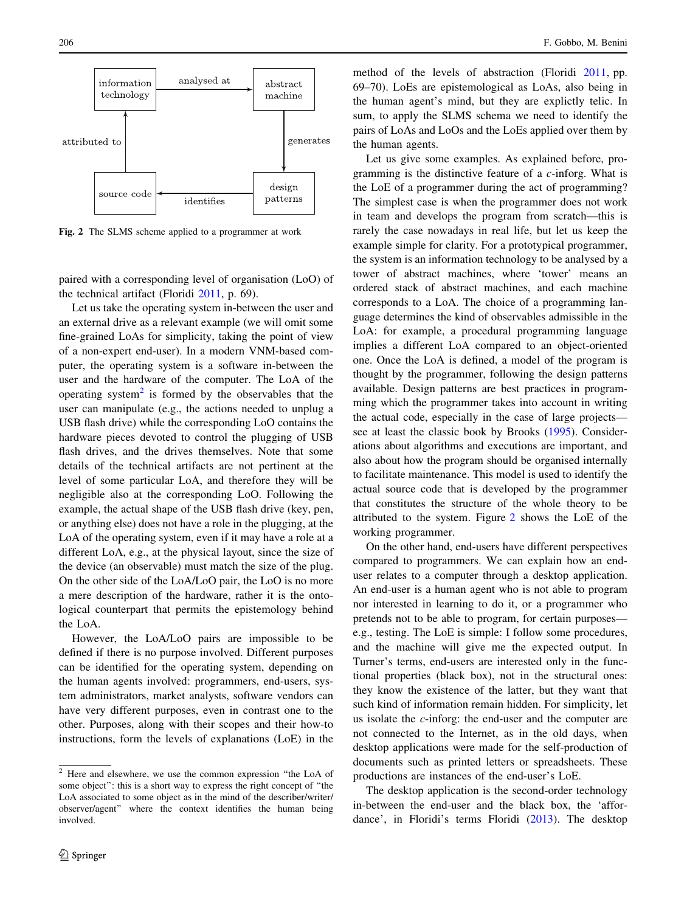information technology —analysed at→ abstract machine

abstract machine —generates→ design patterns

design patterns —identifies→ source code

source code —attributed to→ information technology

**Fig. 2** The SLMS scheme applied to a programmer at work

paired with a corresponding level of organisation (LoO) of the technical artifact (Floridi 2011, p. 69).

Let us take the operating system in-between the user and an external drive as a relevant example (we will omit some fine-grained LoAs for simplicity, taking the point of view of a non-expert end-user). In a modern VNM-based computer, the operating system is a software in-between the user and the hardware of the computer. The LoA of the operating system[2] is formed by the observables that the user can manipulate (e.g., the actions needed to unplug a USB flash drive) while the corresponding LoO contains the hardware pieces devoted to control the plugging of USB flash drives, and the drives themselves. Note that some details of the technical artifacts are not pertinent at the level of some particular LoA, and therefore they will be negligible also at the corresponding LoO. Following the example, the actual shape of the USB flash drive (key, pen, or anything else) does not have a role in the plugging, at the LoA of the operating system, even if it may have a role at a different LoA, e.g., at the physical layout, since the size of the device (an observable) must match the size of the plug. On the other side of the LoA/LoO pair, the LoO is no more a mere description of the hardware, rather it is the ontological counterpart that permits the epistemology behind the LoA.

However, the LoA/LoO pairs are impossible to be defined if there is no purpose involved. Different purposes can be identified for the operating system, depending on the human agents involved: programmers, end-users, system administrators, market analysts, software vendors can have very different purposes, even in contrast one to the other. Purposes, along with their scopes and their how-to instructions, form the levels of explanations (LoE) in the method of the levels of abstraction (Floridi 2011, pp. 69–70). LoEs are epistemological as LoAs, also being in the human agent's mind, but they are explictly telic. In sum, to apply the SLMS schema we need to identify the pairs of LoAs and LoOs and the LoEs applied over them by the human agents.

Let us give some examples. As explained before, programming is the distinctive feature of a *c*-inforg. What is the LoE of a programmer during the act of programming? The simplest case is when the programmer does not work in team and develops the program from scratch—this is rarely the case nowadays in real life, but let us keep the example simple for clarity. For a prototypical programmer, the system is an information technology to be analysed by a tower of abstract machines, where 'tower' means an ordered stack of abstract machines, and each machine corresponds to a LoA. The choice of a programming language determines the kind of observables admissible in the LoA: for example, a procedural programming language implies a different LoA compared to an object-oriented one. Once the LoA is defined, a model of the program is thought by the programmer, following the design patterns available. Design patterns are best practices in programming which the programmer takes into account in writing the actual code, especially in the case of large projects—see at least the classic book by Brooks (1995). Considerations about algorithms and executions are important, and also about how the program should be organised internally to facilitate maintenance. This model is used to identify the actual source code that is developed by the programmer that constitutes the structure of the whole theory to be attributed to the system. Figure 2 shows the LoE of the working programmer.

On the other hand, end-users have different perspectives compared to programmers. We can explain how an end-user relates to a computer through a desktop application. An end-user is a human agent who is not able to program nor interested in learning to do it, or a programmer who pretends not to be able to program, for certain purposes—e.g., testing. The LoE is simple: I follow some procedures, and the machine will give me the expected output. In Turner's terms, end-users are interested only in the functional properties (black box), not in the structural ones: they know the existence of the latter, but they want that such kind of information remain hidden. For simplicity, let us isolate the *c*-inforg: the end-user and the computer are not connected to the Internet, as in the old days, when desktop applications were made for the self-production of documents such as printed letters or spreadsheets. These productions are instances of the end-user's LoE.

The desktop application is the second-order technology in-between the end-user and the black box, the 'affordance', in Floridi's terms Floridi (2013). The desktop

---

[2] Here and elsewhere, we use the common expression "the LoA of some object": this is a short way to express the right concept of "the LoA associated to some object as in the mind of the describer/writer/observer/agent" where the context identifies the human being involved.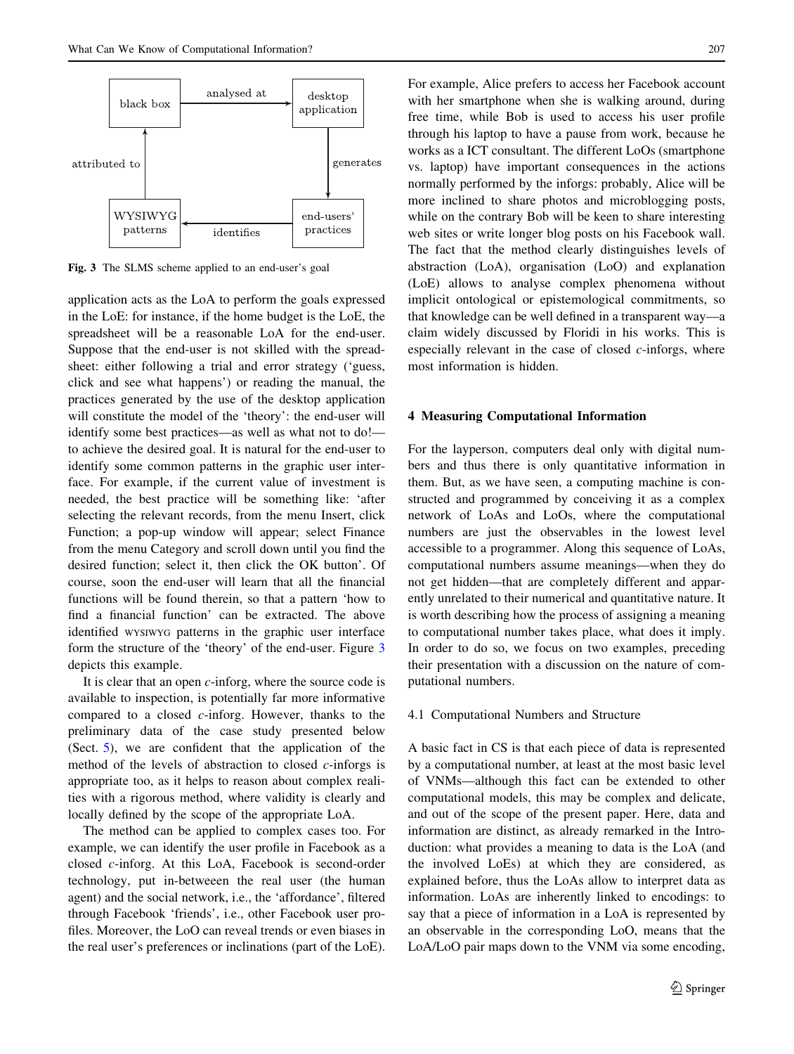black box → analysed at → desktop application → generates → end-users' practices → identifies → WYSIWYG patterns → attributed to → black box

**Fig. 3** The SLMS scheme applied to an end-user's goal

application acts as the LoA to perform the goals expressed in the LoE: for instance, if the home budget is the LoE, the spreadsheet will be a reasonable LoA for the end-user. Suppose that the end-user is not skilled with the spreadsheet: either following a trial and error strategy ('guess, click and see what happens') or reading the manual, the practices generated by the use of the desktop application will constitute the model of the 'theory': the end-user will identify some best practices—as well as what not to do!—to achieve the desired goal. It is natural for the end-user to identify some common patterns in the graphic user interface. For example, if the current value of investment is needed, the best practice will be something like: 'after selecting the relevant records, from the menu Insert, click Function; a pop-up window will appear; select Finance from the menu Category and scroll down until you find the desired function; select it, then click the OK button'. Of course, soon the end-user will learn that all the financial functions will be found therein, so that a pattern 'how to find a financial function' can be extracted. The above identified WYSIWYG patterns in the graphic user interface form the structure of the 'theory' of the end-user. Figure 3 depicts this example.

It is clear that an open *c*-inforg, where the source code is available to inspection, is potentially far more informative compared to a closed *c*-inforg. However, thanks to the preliminary data of the case study presented below (Sect. 5), we are confident that the application of the method of the levels of abstraction to closed *c*-inforgs is appropriate too, as it helps to reason about complex realities with a rigorous method, where validity is clearly and locally defined by the scope of the appropriate LoA.

The method can be applied to complex cases too. For example, we can identify the user profile in Facebook as a closed *c*-inforg. At this LoA, Facebook is second-order technology, put in-betweeen the real user (the human agent) and the social network, i.e., the 'affordance', filtered through Facebook 'friends', i.e., other Facebook user profiles. Moreover, the LoO can reveal trends or even biases in the real user's preferences or inclinations (part of the LoE). For example, Alice prefers to access her Facebook account with her smartphone when she is walking around, during free time, while Bob is used to access his user profile through his laptop to have a pause from work, because he works as a ICT consultant. The different LoOs (smartphone vs. laptop) have important consequences in the actions normally performed by the inforgs: probably, Alice will be more inclined to share photos and microblogging posts, while on the contrary Bob will be keen to share interesting web sites or write longer blog posts on his Facebook wall. The fact that the method clearly distinguishes levels of abstraction (LoA), organisation (LoO) and explanation (LoE) allows to analyse complex phenomena without implicit ontological or epistemological commitments, so that knowledge can be well defined in a transparent way—a claim widely discussed by Floridi in his works. This is especially relevant in the case of closed *c*-inforgs, where most information is hidden.

## 4 Measuring Computational Information

For the layperson, computers deal only with digital numbers and thus there is only quantitative information in them. But, as we have seen, a computing machine is constructed and programmed by conceiving it as a complex network of LoAs and LoOs, where the computational numbers are just the observables in the lowest level accessible to a programmer. Along this sequence of LoAs, computational numbers assume meanings—when they do not get hidden—that are completely different and apparently unrelated to their numerical and quantitative nature. It is worth describing how the process of assigning a meaning to computational number takes place, what does it imply. In order to do so, we focus on two examples, preceding their presentation with a discussion on the nature of computational numbers.

### 4.1 Computational Numbers and Structure

A basic fact in CS is that each piece of data is represented by a computational number, at least at the most basic level of VNMs—although this fact can be extended to other computational models, this may be complex and delicate, and out of the scope of the present paper. Here, data and information are distinct, as already remarked in the Introduction: what provides a meaning to data is the LoA (and the involved LoEs) at which they are considered, as explained before, thus the LoAs allow to interpret data as information. LoAs are inherently linked to encodings: to say that a piece of information in a LoA is represented by an observable in the corresponding LoO, means that the LoA/LoO pair maps down to the VNM via some encoding,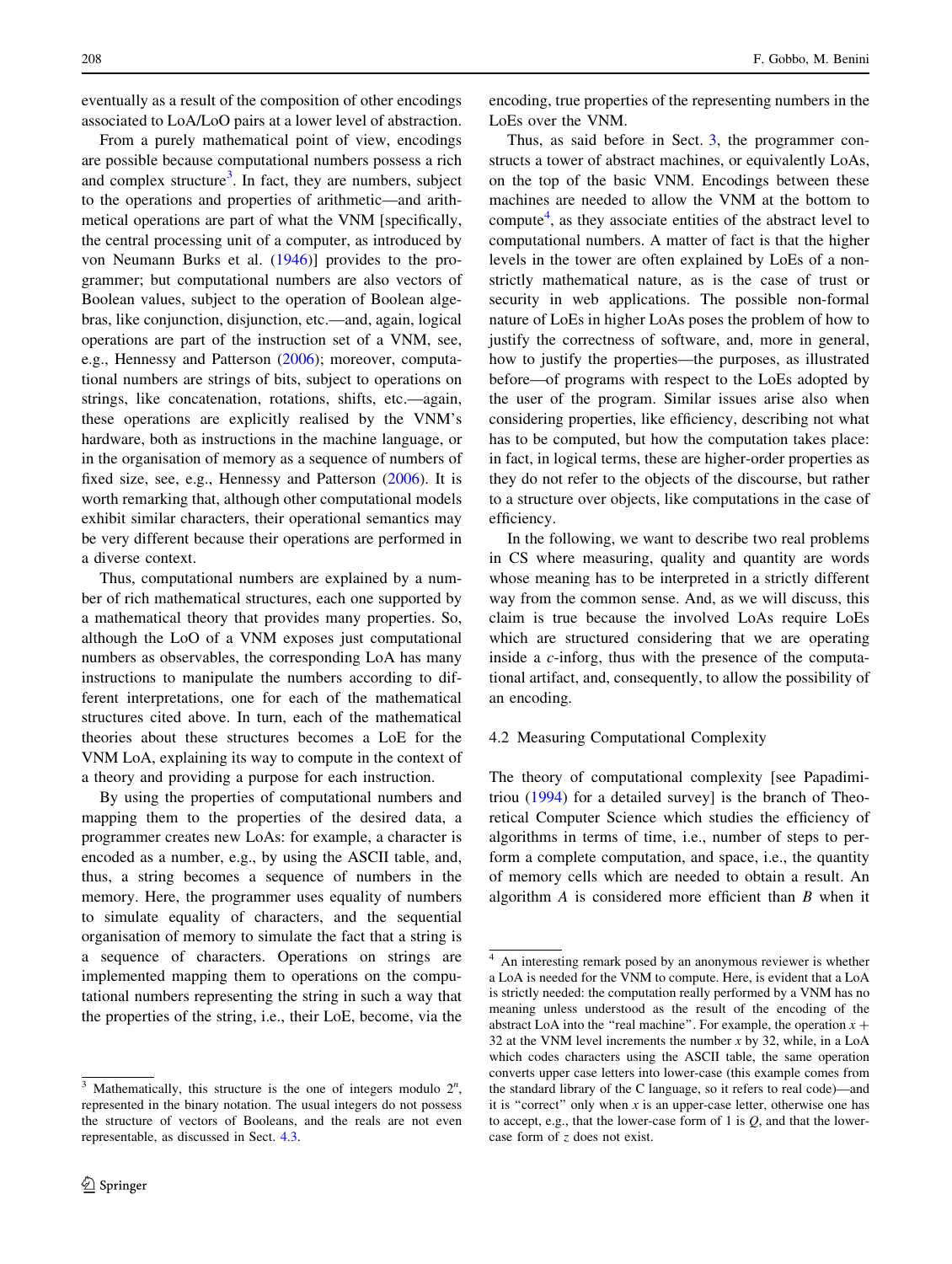eventually as a result of the composition of other encodings associated to LoA/LoO pairs at a lower level of abstraction.

From a purely mathematical point of view, encodings are possible because computational numbers possess a rich and complex structure[3]. In fact, they are numbers, subject to the operations and properties of arithmetic—and arithmetical operations are part of what the VNM [specifically, the central processing unit of a computer, as introduced by von Neumann Burks et al. (1946)] provides to the programmer; but computational numbers are also vectors of Boolean values, subject to the operation of Boolean algebras, like conjunction, disjunction, etc.—and, again, logical operations are part of the instruction set of a VNM, see, e.g., Hennessy and Patterson (2006); moreover, computational numbers are strings of bits, subject to operations on strings, like concatenation, rotations, shifts, etc.—again, these operations are explicitly realised by the VNM's hardware, both as instructions in the machine language, or in the organisation of memory as a sequence of numbers of fixed size, see, e.g., Hennessy and Patterson (2006). It is worth remarking that, although other computational models exhibit similar characters, their operational semantics may be very different because their operations are performed in a diverse context.

Thus, computational numbers are explained by a number of rich mathematical structures, each one supported by a mathematical theory that provides many properties. So, although the LoO of a VNM exposes just computational numbers as observables, the corresponding LoA has many instructions to manipulate the numbers according to different interpretations, one for each of the mathematical structures cited above. In turn, each of the mathematical theories about these structures becomes a LoE for the VNM LoA, explaining its way to compute in the context of a theory and providing a purpose for each instruction.

By using the properties of computational numbers and mapping them to the properties of the desired data, a programmer creates new LoAs: for example, a character is encoded as a number, e.g., by using the ASCII table, and, thus, a string becomes a sequence of numbers in the memory. Here, the programmer uses equality of numbers to simulate equality of characters, and the sequential organisation of memory to simulate the fact that a string is a sequence of characters. Operations on strings are implemented mapping them to operations on the computational numbers representing the string in such a way that the properties of the string, i.e., their LoE, become, via the encoding, true properties of the representing numbers in the LoEs over the VNM.

Thus, as said before in Sect. 3, the programmer constructs a tower of abstract machines, or equivalently LoAs, on the top of the basic VNM. Encodings between these machines are needed to allow the VNM at the bottom to compute[4], as they associate entities of the abstract level to computational numbers. A matter of fact is that the higher levels in the tower are often explained by LoEs of a non-strictly mathematical nature, as is the case of trust or security in web applications. The possible non-formal nature of LoEs in higher LoAs poses the problem of how to justify the correctness of software, and, more in general, how to justify the properties—the purposes, as illustrated before—of programs with respect to the LoEs adopted by the user of the program. Similar issues arise also when considering properties, like efficiency, describing not what has to be computed, but how the computation takes place: in fact, in logical terms, these are higher-order properties as they do not refer to the objects of the discourse, but rather to a structure over objects, like computations in the case of efficiency.

In the following, we want to describe two real problems in CS where measuring, quality and quantity are words whose meaning has to be interpreted in a strictly different way from the common sense. And, as we will discuss, this claim is true because the involved LoAs require LoEs which are structured considering that we are operating inside a *c*-inforg, thus with the presence of the computational artifact, and, consequently, to allow the possibility of an encoding.

## 4.2 Measuring Computational Complexity

The theory of computational complexity [see Papadimitriou (1994) for a detailed survey] is the branch of Theoretical Computer Science which studies the efficiency of algorithms in terms of time, i.e., number of steps to perform a complete computation, and space, i.e., the quantity of memory cells which are needed to obtain a result. An algorithm $A$ is considered more efficient than $B$ when it

---

[3] Mathematically, this structure is the one of integers modulo $2^n$, represented in the binary notation. The usual integers do not possess the structure of vectors of Booleans, and the reals are not even representable, as discussed in Sect. 4.3.

[4] An interesting remark posed by an anonymous reviewer is whether a LoA is needed for the VNM to compute. Here, is evident that a LoA is strictly needed: the computation really performed by a VNM has no meaning unless understood as the result of the encoding of the abstract LoA into the "real machine". For example, the operation $x + 32$ at the VNM level increments the number $x$ by 32, while, in a LoA which codes characters using the ASCII table, the same operation converts upper case letters into lower-case (this example comes from the standard library of the C language, so it refers to real code)—and it is "correct" only when $x$ is an upper-case letter, otherwise one has to accept, e.g., that the lower-case form of 1 is $Q$, and that the lower-case form of $z$ does not exist.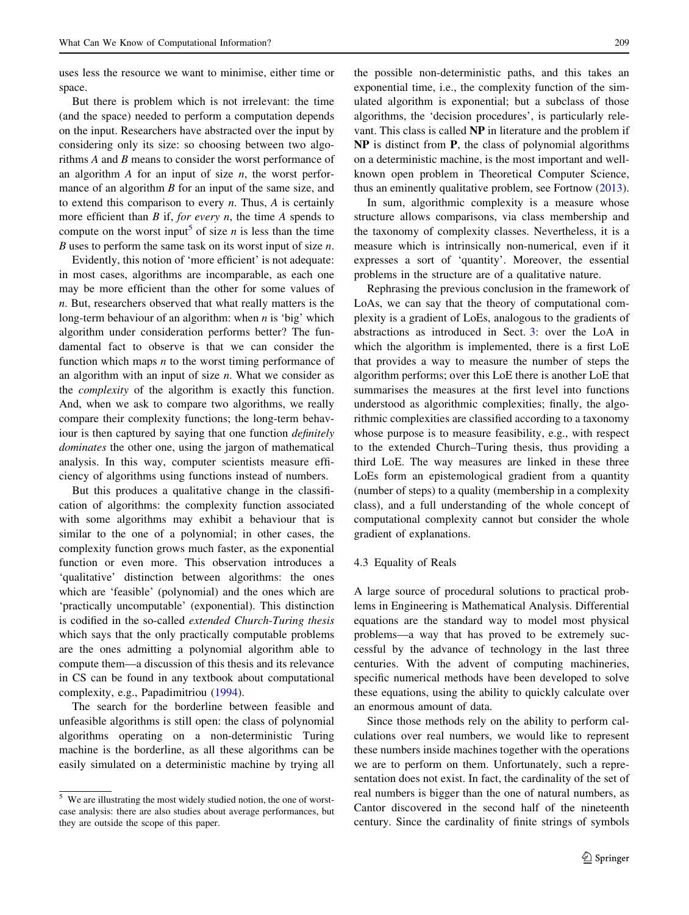uses less the resource we want to minimise, either time or space.

But there is problem which is not irrelevant: the time (and the space) needed to perform a computation depends on the input. Researchers have abstracted over the input by considering only its size: so choosing between two algorithms $A$ and $B$ means to consider the worst performance of an algorithm $A$ for an input of size $n$, the worst performance of an algorithm $B$ for an input of the same size, and to extend this comparison to every $n$. Thus, $A$ is certainly more efficient than $B$ if, *for every* $n$, the time $A$ spends to compute on the worst input[5] of size $n$ is less than the time $B$ uses to perform the same task on its worst input of size $n$.

Evidently, this notion of 'more efficient' is not adequate: in most cases, algorithms are incomparable, as each one may be more efficient than the other for some values of $n$. But, researchers observed that what really matters is the long-term behaviour of an algorithm: when $n$ is 'big' which algorithm under consideration performs better? The fundamental fact to observe is that we can consider the function which maps $n$ to the worst timing performance of an algorithm with an input of size $n$. What we consider as the *complexity* of the algorithm is exactly this function. And, when we ask to compare two algorithms, we really compare their complexity functions; the long-term behaviour is then captured by saying that one function *definitely dominates* the other one, using the jargon of mathematical analysis. In this way, computer scientists measure efficiency of algorithms using functions instead of numbers.

But this produces a qualitative change in the classification of algorithms: the complexity function associated with some algorithms may exhibit a behaviour that is similar to the one of a polynomial; in other cases, the complexity function grows much faster, as the exponential function or even more. This observation introduces a 'qualitative' distinction between algorithms: the ones which are 'feasible' (polynomial) and the ones which are 'practically uncomputable' (exponential). This distinction is codified in the so-called *extended Church-Turing thesis* which says that the only practically computable problems are the ones admitting a polynomial algorithm able to compute them—a discussion of this thesis and its relevance in CS can be found in any textbook about computational complexity, e.g., Papadimitriou (1994).

The search for the borderline between feasible and unfeasible algorithms is still open: the class of polynomial algorithms operating on a non-deterministic Turing machine is the borderline, as all these algorithms can be easily simulated on a deterministic machine by trying all the possible non-deterministic paths, and this takes an exponential time, i.e., the complexity function of the simulated algorithm is exponential; but a subclass of those algorithms, the 'decision procedures', is particularly relevant. This class is called **NP** in literature and the problem if **NP** is distinct from **P**, the class of polynomial algorithms on a deterministic machine, is the most important and well-known open problem in Theoretical Computer Science, thus an eminently qualitative problem, see Fortnow (2013).

In sum, algorithmic complexity is a measure whose structure allows comparisons, via class membership and the taxonomy of complexity classes. Nevertheless, it is a measure which is intrinsically non-numerical, even if it expresses a sort of 'quantity'. Moreover, the essential problems in the structure are of a qualitative nature.

Rephrasing the previous conclusion in the framework of LoAs, we can say that the theory of computational complexity is a gradient of LoEs, analogous to the gradients of abstractions as introduced in Sect. 3: over the LoA in which the algorithm is implemented, there is a first LoE that provides a way to measure the number of steps the algorithm performs; over this LoE there is another LoE that summarises the measures at the first level into functions understood as algorithmic complexities; finally, the algorithmic complexities are classified according to a taxonomy whose purpose is to measure feasibility, e.g., with respect to the extended Church–Turing thesis, thus providing a third LoE. The way measures are linked in these three LoEs form an epistemological gradient from a quantity (number of steps) to a quality (membership in a complexity class), and a full understanding of the whole concept of computational complexity cannot but consider the whole gradient of explanations.

### 4.3 Equality of Reals

A large source of procedural solutions to practical problems in Engineering is Mathematical Analysis. Differential equations are the standard way to model most physical problems—a way that has proved to be extremely successful by the advance of technology in the last three centuries. With the advent of computing machineries, specific numerical methods have been developed to solve these equations, using the ability to quickly calculate over an enormous amount of data.

Since those methods rely on the ability to perform calculations over real numbers, we would like to represent these numbers inside machines together with the operations we are to perform on them. Unfortunately, such a representation does not exist. In fact, the cardinality of the set of real numbers is bigger than the one of natural numbers, as Cantor discovered in the second half of the nineteenth century. Since the cardinality of finite strings of symbols

[5] We are illustrating the most widely studied notion, the one of worst-case analysis: there are also studies about average performances, but they are outside the scope of this paper.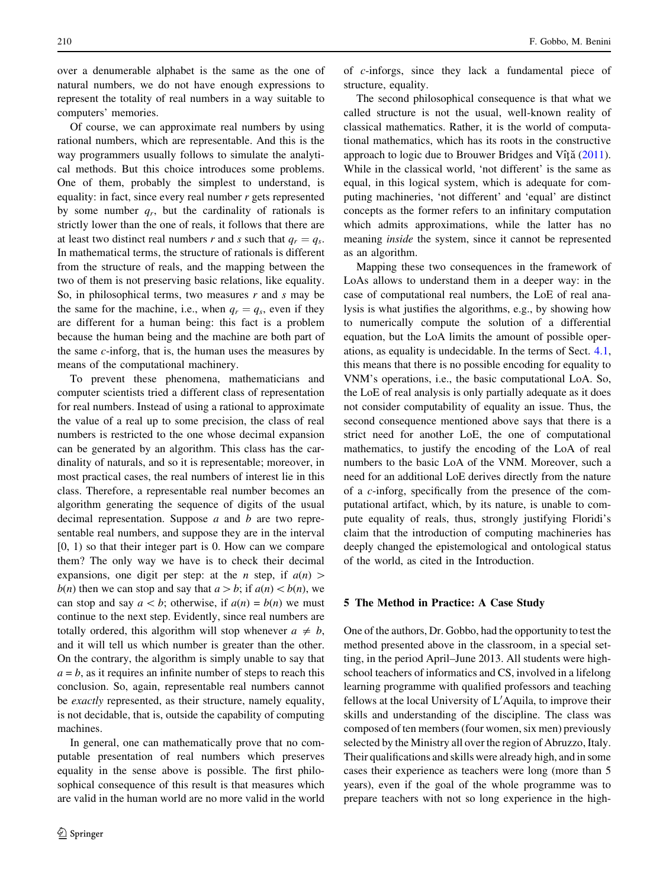over a denumerable alphabet is the same as the one of natural numbers, we do not have enough expressions to represent the totality of real numbers in a way suitable to computers' memories.

Of course, we can approximate real numbers by using rational numbers, which are representable. And this is the way programmers usually follows to simulate the analytical methods. But this choice introduces some problems. One of them, probably the simplest to understand, is equality: in fact, since every real number $r$ gets represented by some number $q_r$, but the cardinality of rationals is strictly lower than the one of reals, it follows that there are at least two distinct real numbers $r$ and $s$ such that $q_r = q_s$. In mathematical terms, the structure of rationals is different from the structure of reals, and the mapping between the two of them is not preserving basic relations, like equality. So, in philosophical terms, two measures $r$ and $s$ may be the same for the machine, i.e., when $q_r = q_s$, even if they are different for a human being: this fact is a problem because the human being and the machine are both part of the same $c$-inforg, that is, the human uses the measures by means of the computational machinery.

To prevent these phenomena, mathematicians and computer scientists tried a different class of representation for real numbers. Instead of using a rational to approximate the value of a real up to some precision, the class of real numbers is restricted to the one whose decimal expansion can be generated by an algorithm. This class has the cardinality of naturals, and so it is representable; moreover, in most practical cases, the real numbers of interest lie in this class. Therefore, a representable real number becomes an algorithm generating the sequence of digits of the usual decimal representation. Suppose $a$ and $b$ are two representable real numbers, and suppose they are in the interval [0, 1) so that their integer part is 0. How can we compare them? The only way we have is to check their decimal expansions, one digit per step: at the $n$ step, if $a(n) > b(n)$ then we can stop and say that $a > b$; if $a(n) < b(n)$, we can stop and say $a < b$; otherwise, if $a(n) = b(n)$ we must continue to the next step. Evidently, since real numbers are totally ordered, this algorithm will stop whenever $a \neq b$, and it will tell us which number is greater than the other. On the contrary, the algorithm is simply unable to say that $a = b$, as it requires an infinite number of steps to reach this conclusion. So, again, representable real numbers cannot be *exactly* represented, as their structure, namely equality, is not decidable, that is, outside the capability of computing machines.

In general, one can mathematically prove that no computable presentation of real numbers which preserves equality in the sense above is possible. The first philosophical consequence of this result is that measures which are valid in the human world are no more valid in the world of $c$-inforgs, since they lack a fundamental piece of structure, equality.

The second philosophical consequence is that what we called structure is not the usual, well-known reality of classical mathematics. Rather, it is the world of computational mathematics, which has its roots in the constructive approach to logic due to Brouwer Bridges and Vîţă (2011). While in the classical world, 'not different' is the same as equal, in this logical system, which is adequate for computing machineries, 'not different' and 'equal' are distinct concepts as the former refers to an infinitary computation which admits approximations, while the latter has no meaning *inside* the system, since it cannot be represented as an algorithm.

Mapping these two consequences in the framework of LoAs allows to understand them in a deeper way: in the case of computational real numbers, the LoE of real analysis is what justifies the algorithms, e.g., by showing how to numerically compute the solution of a differential equation, but the LoA limits the amount of possible operations, as equality is undecidable. In the terms of Sect. 4.1, this means that there is no possible encoding for equality to VNM's operations, i.e., the basic computational LoA. So, the LoE of real analysis is only partially adequate as it does not consider computability of equality an issue. Thus, the second consequence mentioned above says that there is a strict need for another LoE, the one of computational mathematics, to justify the encoding of the LoA of real numbers to the basic LoA of the VNM. Moreover, such a need for an additional LoE derives directly from the nature of a $c$-inforg, specifically from the presence of the computational artifact, which, by its nature, is unable to compute equality of reals, thus, strongly justifying Floridi's claim that the introduction of computing machineries has deeply changed the epistemological and ontological status of the world, as cited in the Introduction.

## 5 The Method in Practice: A Case Study

One of the authors, Dr. Gobbo, had the opportunity to test the method presented above in the classroom, in a special setting, in the period April–June 2013. All students were high-school teachers of informatics and CS, involved in a lifelong learning programme with qualified professors and teaching fellows at the local University of L′Aquila, to improve their skills and understanding of the discipline. The class was composed of ten members (four women, six men) previously selected by the Ministry all over the region of Abruzzo, Italy. Their qualifications and skills were already high, and in some cases their experience as teachers were long (more than 5 years), even if the goal of the whole programme was to prepare teachers with not so long experience in the high-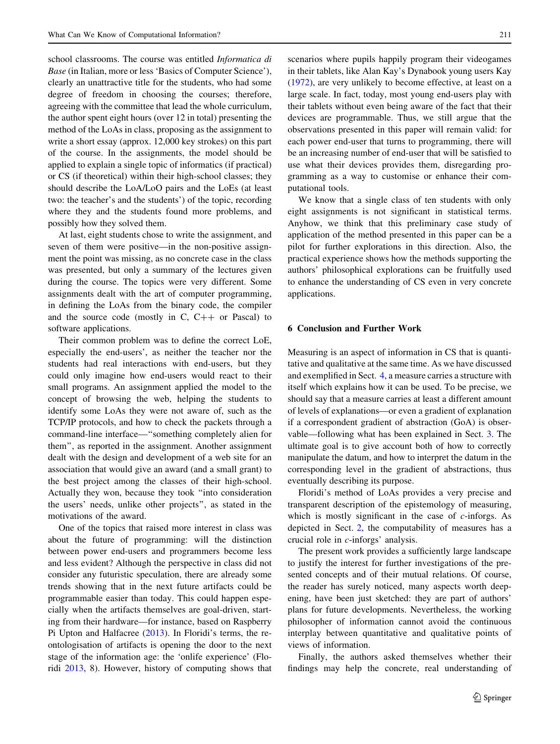school classrooms. The course was entitled *Informatica di Base* (in Italian, more or less 'Basics of Computer Science'), clearly an unattractive title for the students, who had some degree of freedom in choosing the courses; therefore, agreeing with the committee that lead the whole curriculum, the author spent eight hours (over 12 in total) presenting the method of the LoAs in class, proposing as the assignment to write a short essay (approx. 12,000 key strokes) on this part of the course. In the assignments, the model should be applied to explain a single topic of informatics (if practical) or CS (if theoretical) within their high-school classes; they should describe the LoA/LoO pairs and the LoEs (at least two: the teacher's and the students') of the topic, recording where they and the students found more problems, and possibly how they solved them.

At last, eight students chose to write the assignment, and seven of them were positive—in the non-positive assignment the point was missing, as no concrete case in the class was presented, but only a summary of the lectures given during the course. The topics were very different. Some assignments dealt with the art of computer programming, in defining the LoAs from the binary code, the compiler and the source code (mostly in C, C++ or Pascal) to software applications.

Their common problem was to define the correct LoE, especially the end-users', as neither the teacher nor the students had real interactions with end-users, but they could only imagine how end-users would react to their small programs. An assignment applied the model to the concept of browsing the web, helping the students to identify some LoAs they were not aware of, such as the TCP/IP protocols, and how to check the packets through a command-line interface—"something completely alien for them", as reported in the assignment. Another assignment dealt with the design and development of a web site for an association that would give an award (and a small grant) to the best project among the classes of their high-school. Actually they won, because they took "into consideration the users' needs, unlike other projects", as stated in the motivations of the award.

One of the topics that raised more interest in class was about the future of programming: will the distinction between power end-users and programmers become less and less evident? Although the perspective in class did not consider any futuristic speculation, there are already some trends showing that in the next future artifacts could be programmable easier than today. This could happen especially when the artifacts themselves are goal-driven, starting from their hardware—for instance, based on Raspberry Pi Upton and Halfacree (2013). In Floridi's terms, the re-ontologisation of artifacts is opening the door to the next stage of the information age: the 'onlife experience' (Floridi 2013, 8). However, history of computing shows that scenarios where pupils happily program their videogames in their tablets, like Alan Kay's Dynabook young users Kay (1972), are very unlikely to become effective, at least on a large scale. In fact, today, most young end-users play with their tablets without even being aware of the fact that their devices are programmable. Thus, we still argue that the observations presented in this paper will remain valid: for each power end-user that turns to programming, there will be an increasing number of end-user that will be satisfied to use what their devices provides them, disregarding programming as a way to customise or enhance their computational tools.

We know that a single class of ten students with only eight assignments is not significant in statistical terms. Anyhow, we think that this preliminary case study of application of the method presented in this paper can be a pilot for further explorations in this direction. Also, the practical experience shows how the methods supporting the authors' philosophical explorations can be fruitfully used to enhance the understanding of CS even in very concrete applications.

## 6 Conclusion and Further Work

Measuring is an aspect of information in CS that is quantitative and qualitative at the same time. As we have discussed and exemplified in Sect. 4, a measure carries a structure with itself which explains how it can be used. To be precise, we should say that a measure carries at least a different amount of levels of explanations—or even a gradient of explanation if a correspondent gradient of abstraction (GoA) is observable—following what has been explained in Sect. 3. The ultimate goal is to give account both of how to correctly manipulate the datum, and how to interpret the datum in the corresponding level in the gradient of abstractions, thus eventually describing its purpose.

Floridi's method of LoAs provides a very precise and transparent description of the epistemology of measuring, which is mostly significant in the case of *c*-inforgs. As depicted in Sect. 2, the computability of measures has a crucial role in *c*-inforgs' analysis.

The present work provides a sufficiently large landscape to justify the interest for further investigations of the presented concepts and of their mutual relations. Of course, the reader has surely noticed, many aspects worth deepening, have been just sketched: they are part of authors' plans for future developments. Nevertheless, the working philosopher of information cannot avoid the continuous interplay between quantitative and qualitative points of views of information.

Finally, the authors asked themselves whether their findings may help the concrete, real understanding of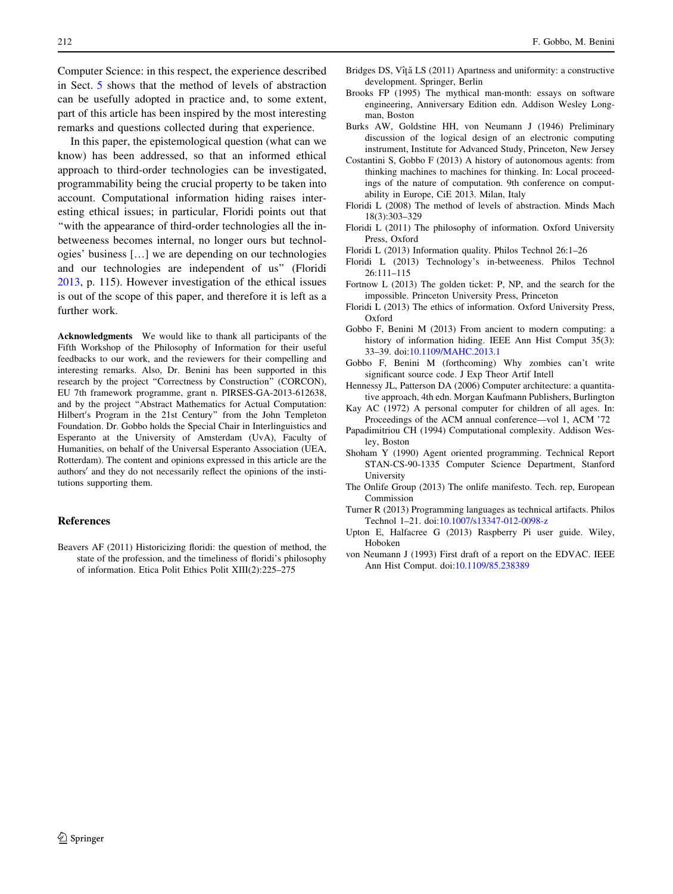Computer Science: in this respect, the experience described in Sect. 5 shows that the method of levels of abstraction can be usefully adopted in practice and, to some extent, part of this article has been inspired by the most interesting remarks and questions collected during that experience.

In this paper, the epistemological question (what can we know) has been addressed, so that an informed ethical approach to third-order technologies can be investigated, programmability being the crucial property to be taken into account. Computational information hiding raises interesting ethical issues; in particular, Floridi points out that "with the appearance of third-order technologies all the in-betweeness becomes internal, no longer ours but technologies' business […] we are depending on our technologies and our technologies are independent of us" (Floridi 2013, p. 115). However investigation of the ethical issues is out of the scope of this paper, and therefore it is left as a further work.

**Acknowledgments** We would like to thank all participants of the Fifth Workshop of the Philosophy of Information for their useful feedbacks to our work, and the reviewers for their compelling and interesting remarks. Also, Dr. Benini has been supported in this research by the project "Correctness by Construction" (CORCON), EU 7th framework programme, grant n. PIRSES-GA-2013-612638, and by the project "Abstract Mathematics for Actual Computation: Hilbert′s Program in the 21st Century" from the John Templeton Foundation. Dr. Gobbo holds the Special Chair in Interlinguistics and Esperanto at the University of Amsterdam (UvA), Faculty of Humanities, on behalf of the Universal Esperanto Association (UEA, Rotterdam). The content and opinions expressed in this article are the authors′ and they do not necessarily reflect the opinions of the institutions supporting them.

## References

Beavers AF (2011) Historicizing floridi: the question of method, the state of the profession, and the timeliness of floridi's philosophy of information. Etica Polit Ethics Polit XIII(2):225–275

Bridges DS, Vîţă LS (2011) Apartness and uniformity: a constructive development. Springer, Berlin

Brooks FP (1995) The mythical man-month: essays on software engineering, Anniversary Edition edn. Addison Wesley Longman, Boston

Burks AW, Goldstine HH, von Neumann J (1946) Preliminary discussion of the logical design of an electronic computing instrument, Institute for Advanced Study, Princeton, New Jersey

Costantini S, Gobbo F (2013) A history of autonomous agents: from thinking machines to machines for thinking. In: Local proceedings of the nature of computation. 9th conference on computability in Europe, CiE 2013. Milan, Italy

Floridi L (2008) The method of levels of abstraction. Minds Mach 18(3):303–329

Floridi L (2011) The philosophy of information. Oxford University Press, Oxford

Floridi L (2013) Information quality. Philos Technol 26:1–26

Floridi L (2013) Technology's in-betweeness. Philos Technol 26:111–115

Fortnow L (2013) The golden ticket: P, NP, and the search for the impossible. Princeton University Press, Princeton

Floridi L (2013) The ethics of information. Oxford University Press, Oxford

Gobbo F, Benini M (2013) From ancient to modern computing: a history of information hiding. IEEE Ann Hist Comput 35(3): 33–39. doi:10.1109/MAHC.2013.1

Gobbo F, Benini M (forthcoming) Why zombies can't write significant source code. J Exp Theor Artif Intell

Hennessy JL, Patterson DA (2006) Computer architecture: a quantitative approach, 4th edn. Morgan Kaufmann Publishers, Burlington

Kay AC (1972) A personal computer for children of all ages. In: Proceedings of the ACM annual conference—vol 1, ACM '72

Papadimitriou CH (1994) Computational complexity. Addison Wesley, Boston

Shoham Y (1990) Agent oriented programming. Technical Report STAN-CS-90-1335 Computer Science Department, Stanford University

The Onlife Group (2013) The onlife manifesto. Tech. rep, European Commission

Turner R (2013) Programming languages as technical artifacts. Philos Technol 1–21. doi:10.1007/s13347-012-0098-z

Upton E, Halfacree G (2013) Raspberry Pi user guide. Wiley, Hoboken

von Neumann J (1993) First draft of a report on the EDVAC. IEEE Ann Hist Comput. doi:10.1109/85.238389